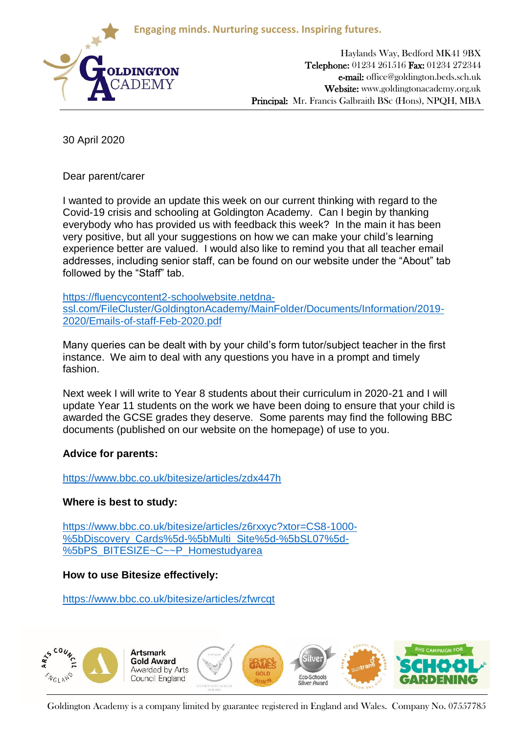Engaging minds. Nurturing success. Inspiring futures.

**GOLDINGTON ACADEMY**

Haylands Way, Bedford MK41 9BX
**Telephone:** 01234 261516 **Fax:** 01234 272344
**e-mail:** office@goldington.beds.sch.uk
**Website:** www.goldingtonacademy.org.uk
**Principal:** Mr. Francis Galbraith BSc (Hons), NPQH, MBA

30 April 2020

Dear parent/carer

I wanted to provide an update this week on our current thinking with regard to the Covid-19 crisis and schooling at Goldington Academy. Can I begin by thanking everybody who has provided us with feedback this week? In the main it has been very positive, but all your suggestions on how we can make your child's learning experience better are valued. I would also like to remind you that all teacher email addresses, including senior staff, can be found on our website under the "About" tab followed by the "Staff" tab.

https://fluencycontent2-schoolwebsite.netdna-ssl.com/FileCluster/GoldingtonAcademy/MainFolder/Documents/Information/2019-2020/Emails-of-staff-Feb-2020.pdf

Many queries can be dealt with by your child's form tutor/subject teacher in the first instance. We aim to deal with any questions you have in a prompt and timely fashion.

Next week I will write to Year 8 students about their curriculum in 2020-21 and I will update Year 11 students on the work we have been doing to ensure that your child is awarded the GCSE grades they deserve. Some parents may find the following BBC documents (published on our website on the homepage) of use to you.

**Advice for parents:**

https://www.bbc.co.uk/bitesize/articles/zdx447h

**Where is best to study:**

https://www.bbc.co.uk/bitesize/articles/z6rxxyc?xtor=CS8-1000-%5bDiscovery_Cards%5d-%5bMulti_Site%5d-%5bSL07%5d-%5bPS_BITESIZE~C~~P_Homestudyarea

**How to use Bitesize effectively:**

https://www.bbc.co.uk/bitesize/articles/zfwrcqt

Artsmark Gold Award
Awarded by Arts Council England

Goldington Academy is a company limited by guarantee registered in England and Wales. Company No. 07557785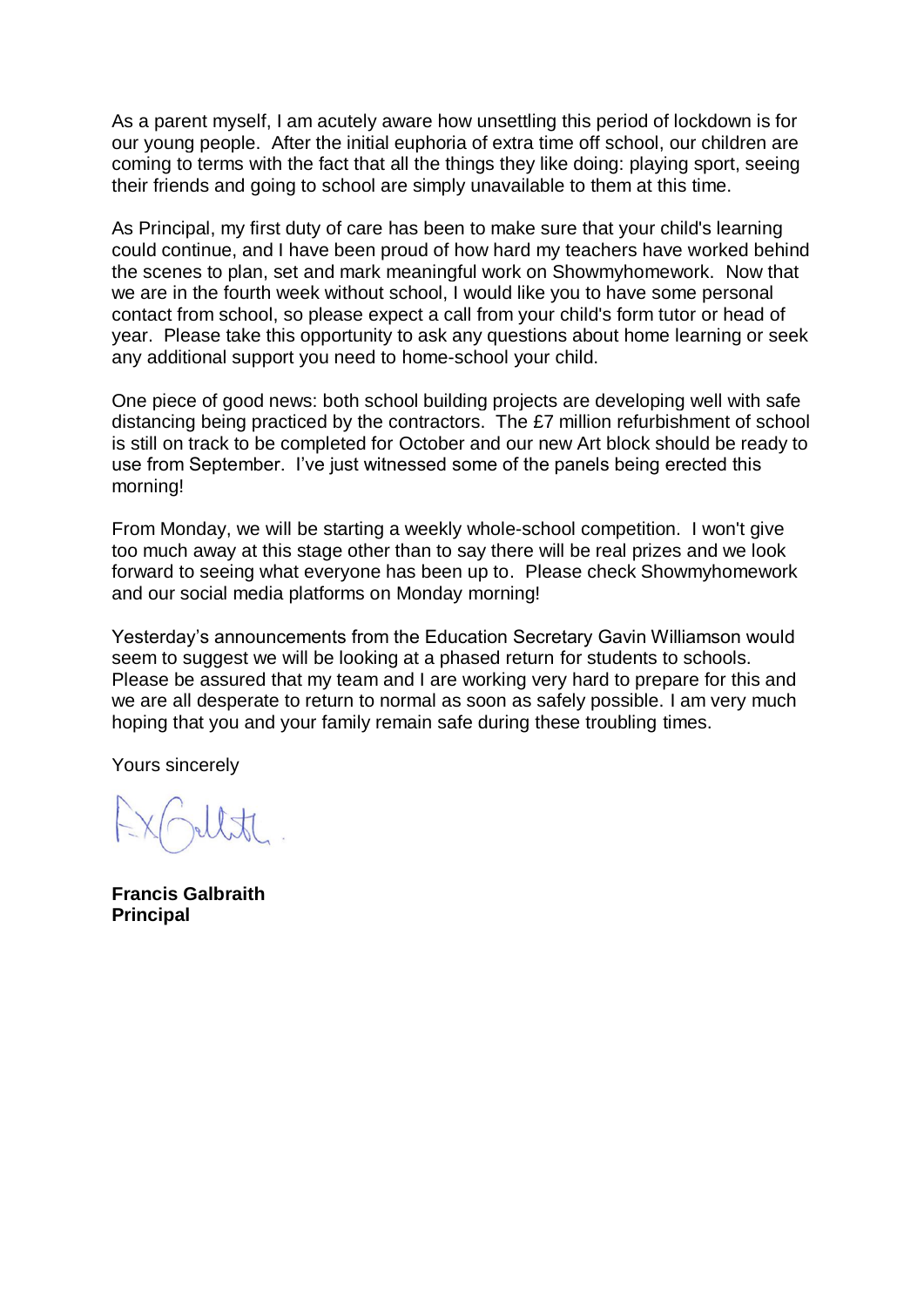As a parent myself, I am acutely aware how unsettling this period of lockdown is for our young people. After the initial euphoria of extra time off school, our children are coming to terms with the fact that all the things they like doing: playing sport, seeing their friends and going to school are simply unavailable to them at this time.

As Principal, my first duty of care has been to make sure that your child's learning could continue, and I have been proud of how hard my teachers have worked behind the scenes to plan, set and mark meaningful work on Showmyhomework. Now that we are in the fourth week without school, I would like you to have some personal contact from school, so please expect a call from your child's form tutor or head of year. Please take this opportunity to ask any questions about home learning or seek any additional support you need to home-school your child.

One piece of good news: both school building projects are developing well with safe distancing being practiced by the contractors. The £7 million refurbishment of school is still on track to be completed for October and our new Art block should be ready to use from September. I've just witnessed some of the panels being erected this morning!

From Monday, we will be starting a weekly whole-school competition. I won't give too much away at this stage other than to say there will be real prizes and we look forward to seeing what everyone has been up to. Please check Showmyhomework and our social media platforms on Monday morning!

Yesterday's announcements from the Education Secretary Gavin Williamson would seem to suggest we will be looking at a phased return for students to schools. Please be assured that my team and I are working very hard to prepare for this and we are all desperate to return to normal as soon as safely possible. I am very much hoping that you and your family remain safe during these troubling times.

Yours sincerely

**Francis Galbraith**
**Principal**